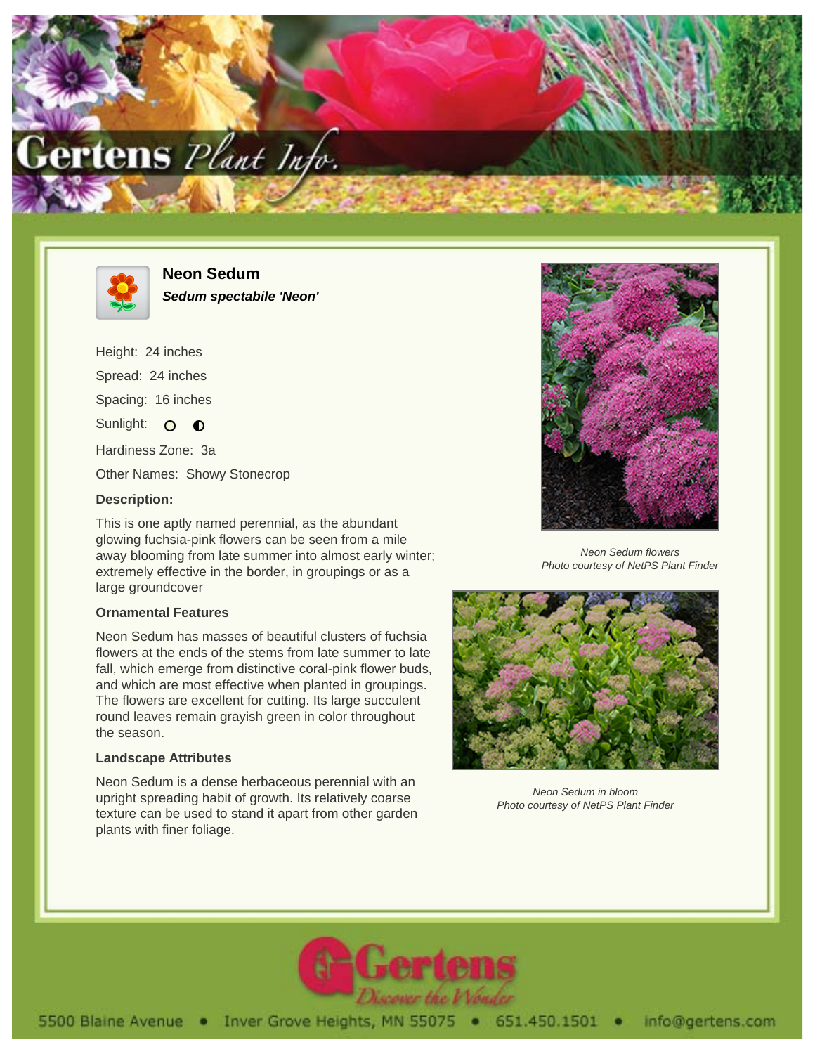# Neon Sedum

***Sedum spectabile 'Neon'***

Height: 24 inches

Spread: 24 inches

Spacing: 16 inches

Sunlight: ○ ◐

Hardiness Zone: 3a

Other Names: Showy Stonecrop

### Description:

This is one aptly named perennial, as the abundant glowing fuchsia-pink flowers can be seen from a mile away blooming from late summer into almost early winter; extremely effective in the border, in groupings or as a large groundcover

### Ornamental Features

Neon Sedum has masses of beautiful clusters of fuchsia flowers at the ends of the stems from late summer to late fall, which emerge from distinctive coral-pink flower buds, and which are most effective when planted in groupings. The flowers are excellent for cutting. Its large succulent round leaves remain grayish green in color throughout the season.

### Landscape Attributes

Neon Sedum is a dense herbaceous perennial with an upright spreading habit of growth. Its relatively coarse texture can be used to stand it apart from other garden plants with finer foliage.

*Neon Sedum flowers*
*Photo courtesy of NetPS Plant Finder*

*Neon Sedum in bloom*
*Photo courtesy of NetPS Plant Finder*

5500 Blaine Avenue • Inver Grove Heights, MN 55075 • 651.450.1501 • info@gertens.com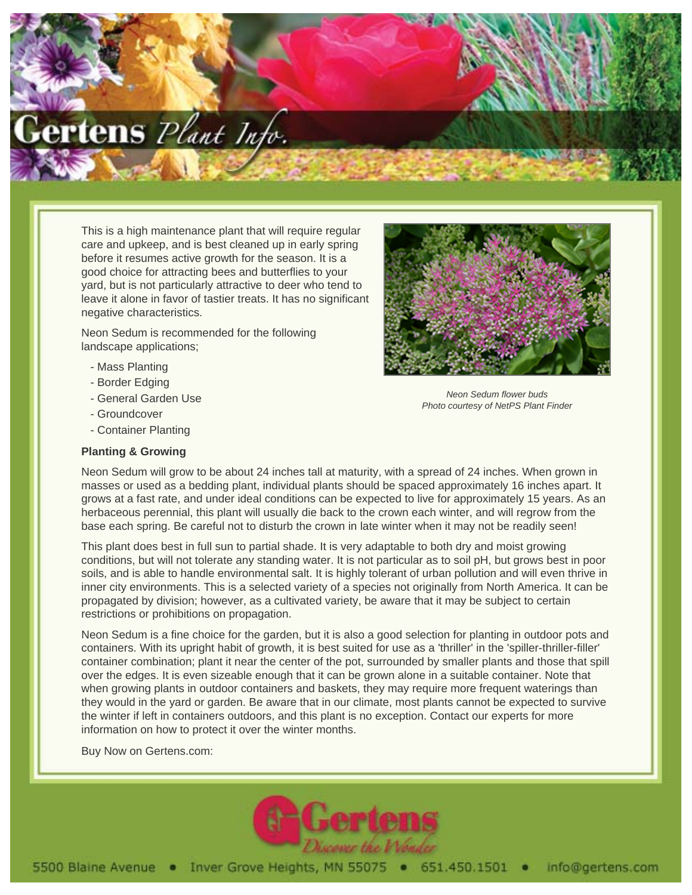This is a high maintenance plant that will require regular care and upkeep, and is best cleaned up in early spring before it resumes active growth for the season. It is a good choice for attracting bees and butterflies to your yard, but is not particularly attractive to deer who tend to leave it alone in favor of tastier treats. It has no significant negative characteristics.

Neon Sedum is recommended for the following landscape applications;

- Mass Planting
- Border Edging
- General Garden Use
- Groundcover
- Container Planting

*Neon Sedum flower buds*
*Photo courtesy of NetPS Plant Finder*

**Planting & Growing**

Neon Sedum will grow to be about 24 inches tall at maturity, with a spread of 24 inches. When grown in masses or used as a bedding plant, individual plants should be spaced approximately 16 inches apart. It grows at a fast rate, and under ideal conditions can be expected to live for approximately 15 years. As an herbaceous perennial, this plant will usually die back to the crown each winter, and will regrow from the base each spring. Be careful not to disturb the crown in late winter when it may not be readily seen!

This plant does best in full sun to partial shade. It is very adaptable to both dry and moist growing conditions, but will not tolerate any standing water. It is not particular as to soil pH, but grows best in poor soils, and is able to handle environmental salt. It is highly tolerant of urban pollution and will even thrive in inner city environments. This is a selected variety of a species not originally from North America. It can be propagated by division; however, as a cultivated variety, be aware that it may be subject to certain restrictions or prohibitions on propagation.

Neon Sedum is a fine choice for the garden, but it is also a good selection for planting in outdoor pots and containers. With its upright habit of growth, it is best suited for use as a 'thriller' in the 'spiller-thriller-filler' container combination; plant it near the center of the pot, surrounded by smaller plants and those that spill over the edges. It is even sizeable enough that it can be grown alone in a suitable container. Note that when growing plants in outdoor containers and baskets, they may require more frequent waterings than they would in the yard or garden. Be aware that in our climate, most plants cannot be expected to survive the winter if left in containers outdoors, and this plant is no exception. Contact our experts for more information on how to protect it over the winter months.

Buy Now on Gertens.com: